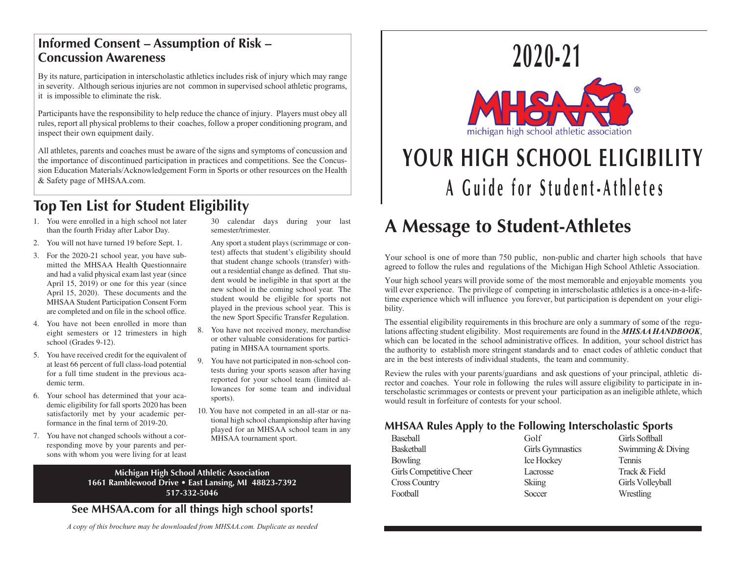## Informed Consent – Assumption of Risk – Concussion Awareness

By its nature, participation in interscholastic athletics includes risk of injury which may range in severity. Although serious injuries are not common in supervised school athletic programs, it is impossible to eliminate the risk.

Participants have the responsibility to help reduce the chance of injury. Players must obey all rules, report all physical problems to their coaches, follow a proper conditioning program, and inspect their own equipment daily.

All athletes, parents and coaches must be aware of the signs and symptoms of concussion and the importance of discontinued participation in practices and competitions. See the Concussion Education Materials/Acknowledgement Form in Sports or other resources on the Health & Safety page of MHSAA.com.

## Top Ten List for Student Eligibility

1. You were enrolled in a high school not later than the fourth Friday after Labor Day.
2. You will not have turned 19 before Sept. 1.
3. For the 2020-21 school year, you have submitted the MHSAA Health Questionnaire and had a valid physical exam last year (since April 15, 2019) or one for this year (since April 15, 2020). These documents and the MHSAA Student Participation Consent Form are completed and on file in the school office.
4. You have not been enrolled in more than eight semesters or 12 trimesters in high school (Grades 9-12).
5. You have received credit for the equivalent of at least 66 percent of full class-load potential for a full time student in the previous academic term.
6. Your school has determined that your academic eligibility for fall sports 2020 has been satisfactorily met by your academic performance in the final term of 2019-20.
7. You have not changed schools without a corresponding move by your parents and persons with whom you were living for at least 30 calendar days during your last semester/trimester.

   Any sport a student plays (scrimmage or contest) affects that student's eligibility should that student change schools (transfer) without a residential change as defined. That student would be ineligible in that sport at the new school in the coming school year. The student would be eligible for sports not played in the previous school year. This is the new Sport Specific Transfer Regulation.
8. You have not received money, merchandise or other valuable considerations for participating in MHSAA tournament sports.
9. You have not participated in non-school contests during your sports season after having reported for your school team (limited allowances for some team and individual sports).
10. You have not competed in an all-star or national high school championship after having played for an MHSAA school team in any MHSAA tournament sport.

**Michigan High School Athletic Association**
**1661 Ramblewood Drive • East Lansing, MI 48823-7392**
**517-332-5046**

**See MHSAA.com for all things high school sports!**

*A copy of this brochure may be downloaded from MHSAA.com. Duplicate as needed*

# 2020-21

MHSAA®
michigan high school athletic association

# YOUR HIGH SCHOOL ELIGIBILITY

## A Guide for Student-Athletes

## A Message to Student-Athletes

Your school is one of more than 750 public, non-public and charter high schools that have agreed to follow the rules and regulations of the Michigan High School Athletic Association.

Your high school years will provide some of the most memorable and enjoyable moments you will ever experience. The privilege of competing in interscholastic athletics is a once-in-a-lifetime experience which will influence you forever, but participation is dependent on your eligibility.

The essential eligibility requirements in this brochure are only a summary of some of the regulations affecting student eligibility. Most requirements are found in the ***MHSAA HANDBOOK***, which can be located in the school administrative offices. In addition, your school district has the authority to establish more stringent standards and to enact codes of athletic conduct that are in the best interests of individual students, the team and community.

Review the rules with your parents/guardians and ask questions of your principal, athletic director and coaches. Your role in following the rules will assure eligibility to participate in interscholastic scrimmages or contests or prevent your participation as an ineligible athlete, which would result in forfeiture of contests for your school.

### MHSAA Rules Apply to the Following Interscholastic Sports

- Baseball
- Basketball
- Bowling
- Girls Competitive Cheer
- Cross Country
- Football
- Golf
- Girls Gymnastics
- Ice Hockey
- Lacrosse
- Skiing
- Soccer
- Girls Softball
- Swimming & Diving
- Tennis
- Track & Field
- Girls Volleyball
- Wrestling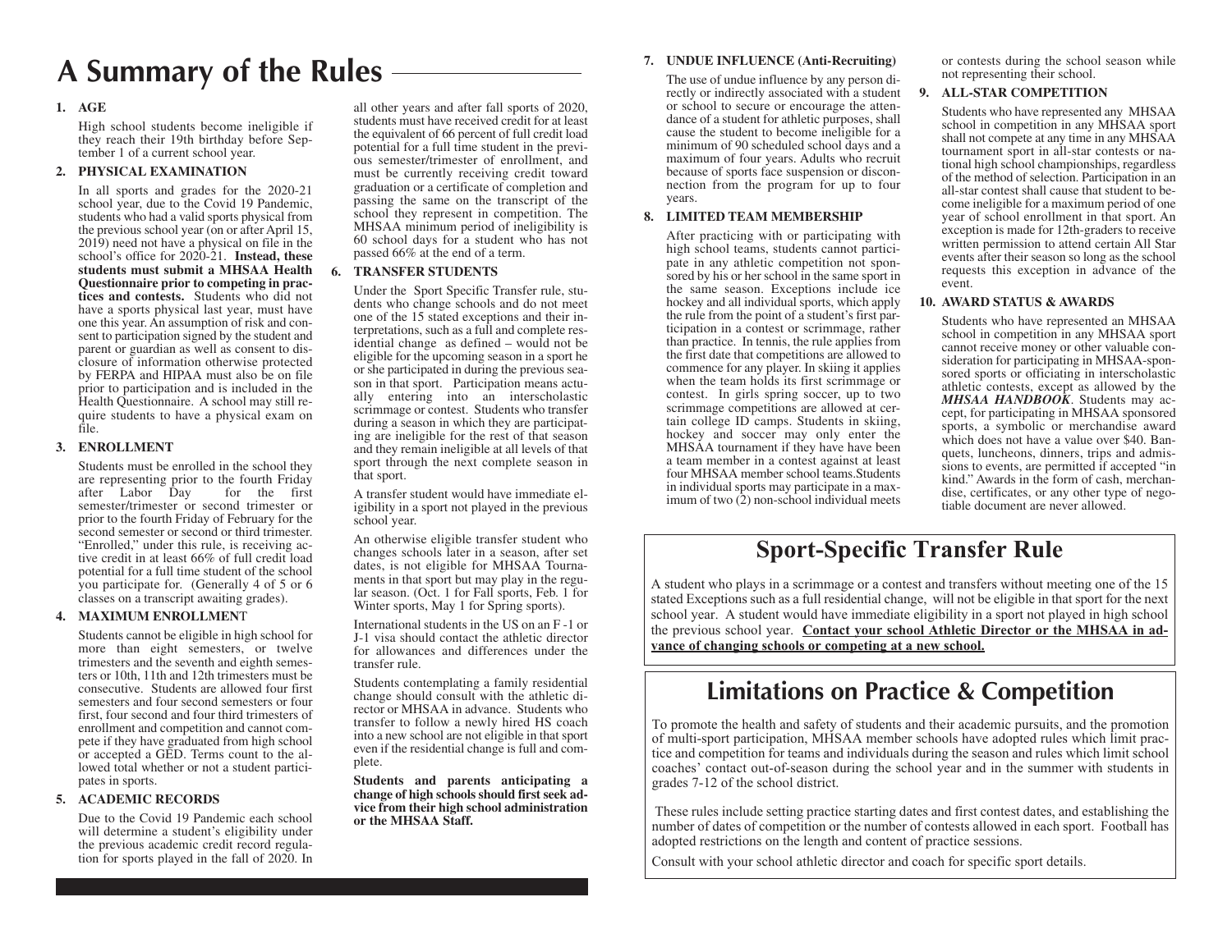# A Summary of the Rules

### 1. AGE

High school students become ineligible if they reach their 19th birthday before September 1 of a current school year.

### 2. PHYSICAL EXAMINATION

In all sports and grades for the 2020-21 school year, due to the Covid 19 Pandemic, students who had a valid sports physical from the previous school year (on or after April 15, 2019) need not have a physical on file in the school's office for 2020-21. **Instead, these students must submit a MHSAA Health Questionnaire prior to competing in practices and contests.** Students who did not have a sports physical last year, must have one this year. An assumption of risk and consent to participation signed by the student and parent or guardian as well as consent to disclosure of information otherwise protected by FERPA and HIPAA must also be on file prior to participation and is included in the Health Questionnaire. A school may still require students to have a physical exam on file.

### 3. ENROLLMENT

Students must be enrolled in the school they are representing prior to the fourth Friday after Labor Day for the first semester/trimester or second trimester or prior to the fourth Friday of February for the second semester or second or third trimester. "Enrolled," under this rule, is receiving active credit in at least 66% of full credit load potential for a full time student of the school you participate for. (Generally 4 of 5 or 6 classes on a transcript awaiting grades).

### 4. MAXIMUM ENROLLMENT

Students cannot be eligible in high school for more than eight semesters, or twelve trimesters and the seventh and eighth semesters or 10th, 11th and 12th trimesters must be consecutive. Students are allowed four first semesters and four second semesters or four first, four second and four third trimesters of enrollment and competition and cannot compete if they have graduated from high school or accepted a GED. Terms count to the allowed total whether or not a student participates in sports.

### 5. ACADEMIC RECORDS

Due to the Covid 19 Pandemic each school will determine a student's eligibility under the previous academic credit record regulation for sports played in the fall of 2020. In all other years and after fall sports of 2020, students must have received credit for at least the equivalent of 66 percent of full credit load potential for a full time student in the previous semester/trimester of enrollment, and must be currently receiving credit toward graduation or a certificate of completion and passing the same on the transcript of the school they represent in competition. The MHSAA minimum period of ineligibility is 60 school days for a student who has not passed 66% at the end of a term.

### 6. TRANSFER STUDENTS

Under the Sport Specific Transfer rule, students who change schools and do not meet one of the 15 stated exceptions and their interpretations, such as a full and complete residential change as defined – would not be eligible for the upcoming season in a sport he or she participated in during the previous season in that sport. Participation means actually entering into an interscholastic scrimmage or contest. Students who transfer during a season in which they are participating are ineligible for the rest of that season and they remain ineligible at all levels of that sport through the next complete season in that sport.

A transfer student would have immediate eligibility in a sport not played in the previous school year.

An otherwise eligible transfer student who changes schools later in a season, after set dates, is not eligible for MHSAA Tournaments in that sport but may play in the regular season. (Oct. 1 for Fall sports, Feb. 1 for Winter sports, May 1 for Spring sports).

International students in the US on an F-1 or J-1 visa should contact the athletic director for allowances and differences under the transfer rule.

Students contemplating a family residential change should consult with the athletic director or MHSAA in advance. Students who transfer to follow a newly hired HS coach into a new school are not eligible in that sport even if the residential change is full and complete.

**Students and parents anticipating a change of high schools should first seek advice from their high school administration or the MHSAA Staff.**

### 7. UNDUE INFLUENCE (Anti-Recruiting)

The use of undue influence by any person directly or indirectly associated with a student or school to secure or encourage the attendance of a student for athletic purposes, shall cause the student to become ineligible for a minimum of 90 scheduled school days and a maximum of four years. Adults who recruit because of sports face suspension or disconnection from the program for up to four years.

### 8. LIMITED TEAM MEMBERSHIP

After practicing with or participating with high school teams, students cannot participate in any athletic competition not sponsored by his or her school in the same sport in the same season. Exceptions include ice hockey and all individual sports, which apply the rule from the point of a student's first participation in a contest or scrimmage, rather than practice. In tennis, the rule applies from the first date that competitions are allowed to commence for any player. In skiing it applies when the team holds its first scrimmage or contest. In girls spring soccer, up to two scrimmage competitions are allowed at certain college ID camps. Students in skiing, hockey and soccer may only enter the MHSAA tournament if they have have been a team member in a contest against at least four MHSAA member school teams.Students in individual sports may participate in a maximum of two (2) non-school individual meets or contests during the school season while not representing their school.

### 9. ALL-STAR COMPETITION

Students who have represented any MHSAA school in competition in any MHSAA sport shall not compete at any time in any MHSAA tournament sport in all-star contests or national high school championships, regardless of the method of selection. Participation in an all-star contest shall cause that student to become ineligible for a maximum period of one year of school enrollment in that sport. An exception is made for 12th-graders to receive written permission to attend certain All Star events after their season so long as the school requests this exception in advance of the event.

### 10. AWARD STATUS & AWARDS

Students who have represented an MHSAA school in competition in any MHSAA sport cannot receive money or other valuable consideration for participating in MHSAA-sponsored sports or officiating in interscholastic athletic contests, except as allowed by the ***MHSAA HANDBOOK***. Students may accept, for participating in MHSAA sponsored sports, a symbolic or merchandise award which does not have a value over $40. Banquets, luncheons, dinners, trips and admissions to events, are permitted if accepted "in kind." Awards in the form of cash, merchandise, certificates, or any other type of negotiable document are never allowed.

## Sport-Specific Transfer Rule

A student who plays in a scrimmage or a contest and transfers without meeting one of the 15 stated Exceptions such as a full residential change, will not be eligible in that sport for the next school year. A student would have immediate eligibility in a sport not played in high school the previous school year. **Contact your school Athletic Director or the MHSAA in advance of changing schools or competing at a new school.**

## Limitations on Practice & Competition

To promote the health and safety of students and their academic pursuits, and the promotion of multi-sport participation, MHSAA member schools have adopted rules which limit practice and competition for teams and individuals during the season and rules which limit school coaches' contact out-of-season during the school year and in the summer with students in grades 7-12 of the school district.

These rules include setting practice starting dates and first contest dates, and establishing the number of dates of competition or the number of contests allowed in each sport. Football has adopted restrictions on the length and content of practice sessions.

Consult with your school athletic director and coach for specific sport details.